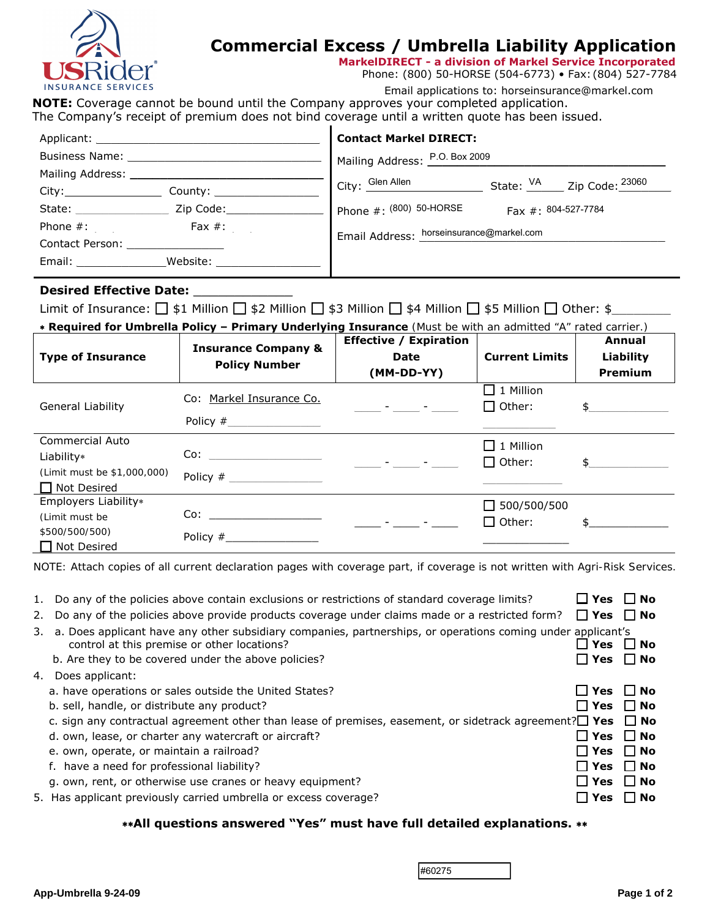USRider INSURANCE SERVICES

# Commercial Excess / Umbrella Liability Application

**MarkelDIRECT - a division of Markel Service Incorporated**
Phone: (800) 50-HORSE (504-6773) • Fax: (804) 527-7784
Email applications to: horseinsurance@markel.com

**NOTE:** Coverage cannot be bound until the Company approves your completed application.
The Company's receipt of premium does not bind coverage until a written quote has been issued.

Applicant: ______________________________
Business Name: ______________________________
Mailing Address: ______________________________
City: ______________ County: ______________
State: ______________ Zip Code: ______________
Phone #: ______________ Fax #: ______________
Contact Person: ______________
Email: ______________ Website: ______________

**Contact Markel DIRECT:**
Mailing Address: P.O. Box 2009
City: Glen Allen State: VA Zip Code: 23060
Phone #: (800) 50-HORSE Fax #: 804-527-7784
Email Address: horseinsurance@markel.com

**Desired Effective Date:** ______________

Limit of Insurance: ☐ $1 Million ☐ $2 Million ☐ $3 Million ☐ $4 Million ☐ $5 Million ☐ Other: $________

**\* Required for Umbrella Policy – Primary Underlying Insurance** (Must be with an admitted "A" rated carrier.)

| Type of Insurance | Insurance Company & Policy Number | Effective / Expiration Date (MM-DD-YY) | Current Limits | Annual Liability Premium |
|---|---|---|---|---|
| General Liability | Co: Markel Insurance Co.<br>Policy #____________ | ____ - ____ - ____ | ☐ 1 Million<br>☐ Other: ____________ | $____________ |
| Commercial Auto Liability\*<br>(Limit must be $1,000,000)<br>☐ Not Desired | Co: ____________<br>Policy # ____________ | ____ - ____ - ____ | ☐ 1 Million<br>☐ Other: ____________ | $____________ |
| Employers Liability\*<br>(Limit must be $500/500/500)<br>☐ Not Desired | Co: ____________<br>Policy #____________ | ____ - ____ - ____ | ☐ 500/500/500<br>☐ Other: ____________ | $____________ |

NOTE: Attach copies of all current declaration pages with coverage part, if coverage is not written with Agri-Risk Services.

1. Do any of the policies above contain exclusions or restrictions of standard coverage limits? ☐ **Yes** ☐ **No**
2. Do any of the policies above provide products coverage under claims made or a restricted form? ☐ **Yes** ☐ **No**
3. a. Does applicant have any other subsidiary companies, partnerships, or operations coming under applicant's control at this premise or other locations? ☐ **Yes** ☐ **No**
   b. Are they to be covered under the above policies? ☐ **Yes** ☐ **No**
4. Does applicant:
   a. have operations or sales outside the United States? ☐ **Yes** ☐ **No**
   b. sell, handle, or distribute any product? ☐ **Yes** ☐ **No**
   c. sign any contractual agreement other than lease of premises, easement, or sidetrack agreement? ☐ **Yes** ☐ **No**
   d. own, lease, or charter any watercraft or aircraft? ☐ **Yes** ☐ **No**
   e. own, operate, or maintain a railroad? ☐ **Yes** ☐ **No**
   f. have a need for professional liability? ☐ **Yes** ☐ **No**
   g. own, rent, or otherwise use cranes or heavy equipment? ☐ **Yes** ☐ **No**
5. Has applicant previously carried umbrella or excess coverage? ☐ **Yes** ☐ **No**

**\*\*All questions answered "Yes" must have full detailed explanations. \*\***

#60275

App-Umbrella 9-24-09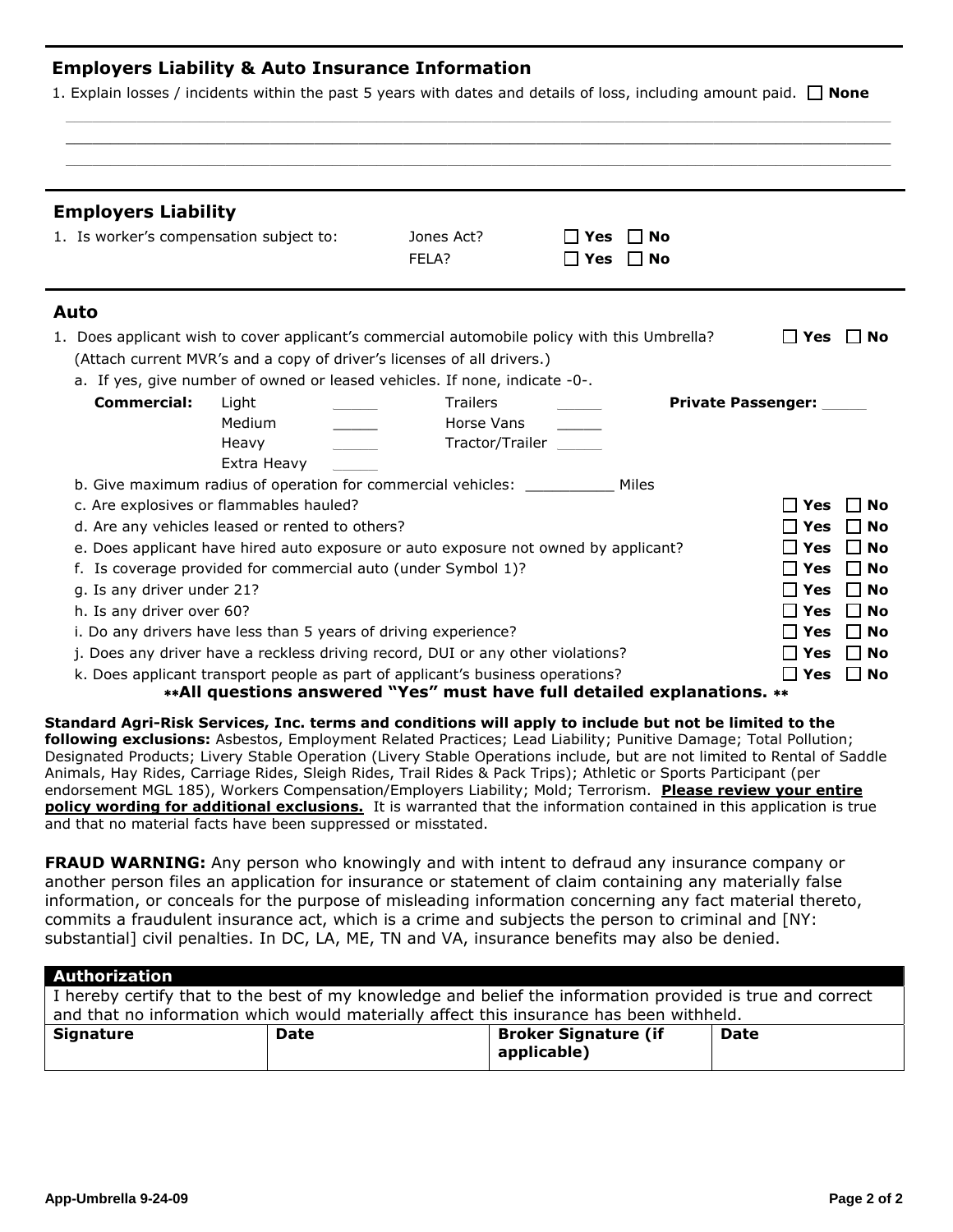## Employers Liability & Auto Insurance Information

1. Explain losses / incidents within the past 5 years with dates and details of loss, including amount paid. ☐ **None**

______________________________________________________________________________

______________________________________________________________________________

______________________________________________________________________________

## Employers Liability

1. Is worker's compensation subject to: Jones Act? ☐ **Yes** ☐ **No**
   FELA? ☐ **Yes** ☐ **No**

## Auto

1. Does applicant wish to cover applicant's commercial automobile policy with this Umbrella? ☐ **Yes** ☐ **No**
   (Attach current MVR's and a copy of driver's licenses of all drivers.)
   a. If yes, give number of owned or leased vehicles. If none, indicate -0-.

| | | | | | | |
|---|---|---|---|---|---|---|
| **Commercial:** | Light | _____ | Trailers | _____ | **Private Passenger:** | _____ |
| | Medium | _____ | Horse Vans | _____ | | |
| | Heavy | _____ | Tractor/Trailer | _____ | | |
| | Extra Heavy | _____ | | | | |

   b. Give maximum radius of operation for commercial vehicles: __________ Miles
   c. Are explosives or flammables hauled? ☐ **Yes** ☐ **No**
   d. Are any vehicles leased or rented to others? ☐ **Yes** ☐ **No**
   e. Does applicant have hired auto exposure or auto exposure not owned by applicant? ☐ **Yes** ☐ **No**
   f. Is coverage provided for commercial auto (under Symbol 1)? ☐ **Yes** ☐ **No**
   g. Is any driver under 21? ☐ **Yes** ☐ **No**
   h. Is any driver over 60? ☐ **Yes** ☐ **No**
   i. Do any drivers have less than 5 years of driving experience? ☐ **Yes** ☐ **No**
   j. Does any driver have a reckless driving record, DUI or any other violations? ☐ **Yes** ☐ **No**
   k. Does applicant transport people as part of applicant's business operations? ☐ **Yes** ☐ **No**

**\*\*All questions answered "Yes" must have full detailed explanations. \*\***

**Standard Agri-Risk Services, Inc. terms and conditions will apply to include but not be limited to the following exclusions:** Asbestos, Employment Related Practices; Lead Liability; Punitive Damage; Total Pollution; Designated Products; Livery Stable Operation (Livery Stable Operations include, but are not limited to Rental of Saddle Animals, Hay Rides, Carriage Rides, Sleigh Rides, Trail Rides & Pack Trips); Athletic or Sports Participant (per endorsement MGL 185), Workers Compensation/Employers Liability; Mold; Terrorism. **Please review your entire policy wording for additional exclusions.** It is warranted that the information contained in this application is true and that no material facts have been suppressed or misstated.

**FRAUD WARNING:** Any person who knowingly and with intent to defraud any insurance company or another person files an application for insurance or statement of claim containing any materially false information, or conceals for the purpose of misleading information concerning any fact material thereto, commits a fraudulent insurance act, which is a crime and subjects the person to criminal and [NY: substantial] civil penalties. In DC, LA, ME, TN and VA, insurance benefits may also be denied.

| **Authorization** | | | |
|---|---|---|---|
| I hereby certify that to the best of my knowledge and belief the information provided is true and correct and that no information which would materially affect this insurance has been withheld. | | | |
| **Signature** | **Date** | **Broker Signature (if applicable)** | **Date** |
| | | | |